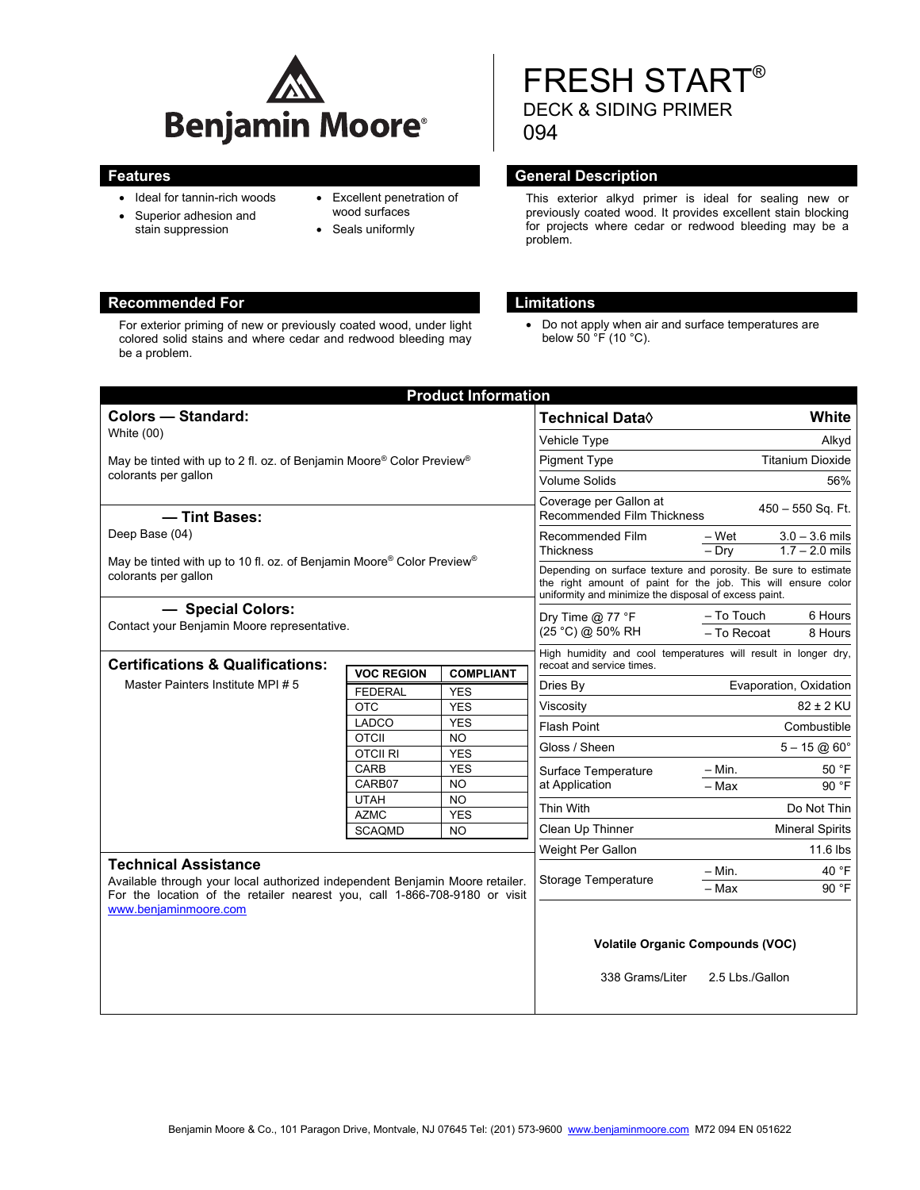Benjamin Moore®

# FRESH START®

## DECK & SIDING PRIMER
## 094

## Features

- Ideal for tannin-rich woods
- Superior adhesion and stain suppression
- Excellent penetration of wood surfaces
- Seals uniformly

## General Description

This exterior alkyd primer is ideal for sealing new or previously coated wood. It provides excellent stain blocking for projects where cedar or redwood bleeding may be a problem.

## Recommended For

For exterior priming of new or previously coated wood, under light colored solid stains and where cedar and redwood bleeding may be a problem.

## Limitations

- Do not apply when air and surface temperatures are below 50 °F (10 °C).

## Product Information

### Colors — Standard:

White (00)

May be tinted with up to 2 fl. oz. of Benjamin Moore® Color Preview® colorants per gallon

### — Tint Bases:

Deep Base (04)

May be tinted with up to 10 fl. oz. of Benjamin Moore® Color Preview® colorants per gallon

### — Special Colors:

Contact your Benjamin Moore representative.

### Certifications & Qualifications:

Master Painters Institute MPI # 5

| VOC REGION | COMPLIANT |
|---|---|
| FEDERAL | YES |
| OTC | YES |
| LADCO | YES |
| OTCII | NO |
| OTCII RI | YES |
| CARB | YES |
| CARB07 | NO |
| UTAH | NO |
| AZMC | YES |
| SCAQMD | NO |

### Technical Assistance

Available through your local authorized independent Benjamin Moore retailer. For the location of the retailer nearest you, call 1-866-708-9180 or visit www.benjaminmoore.com

| Technical Data◊ | | White |
|---|---|---|
| Vehicle Type | | Alkyd |
| Pigment Type | | Titanium Dioxide |
| Volume Solids | | 56% |
| Coverage per Gallon at Recommended Film Thickness | | 450 – 550 Sq. Ft. |
| Recommended Film Thickness | – Wet | 3.0 – 3.6 mils |
| | – Dry | 1.7 – 2.0 mils |
| Depending on surface texture and porosity. Be sure to estimate the right amount of paint for the job. This will ensure color uniformity and minimize the disposal of excess paint. | | |
| Dry Time @ 77 °F (25 °C) @ 50% RH | – To Touch | 6 Hours |
| | – To Recoat | 8 Hours |
| High humidity and cool temperatures will result in longer dry, recoat and service times. | | |
| Dries By | | Evaporation, Oxidation |
| Viscosity | | 82 ± 2 KU |
| Flash Point | | Combustible |
| Gloss / Sheen | | 5 – 15 @ 60° |
| Surface Temperature at Application | – Min. | 50 °F |
| | – Max | 90 °F |
| Thin With | | Do Not Thin |
| Clean Up Thinner | | Mineral Spirits |
| Weight Per Gallon | | 11.6 lbs |
| Storage Temperature | – Min. | 40 °F |
| | – Max | 90 °F |

**Volatile Organic Compounds (VOC)**

338 Grams/Liter    2.5 Lbs./Gallon

Benjamin Moore & Co., 101 Paragon Drive, Montvale, NJ 07645 Tel: (201) 573-9600 www.benjaminmoore.com M72 094 EN 051622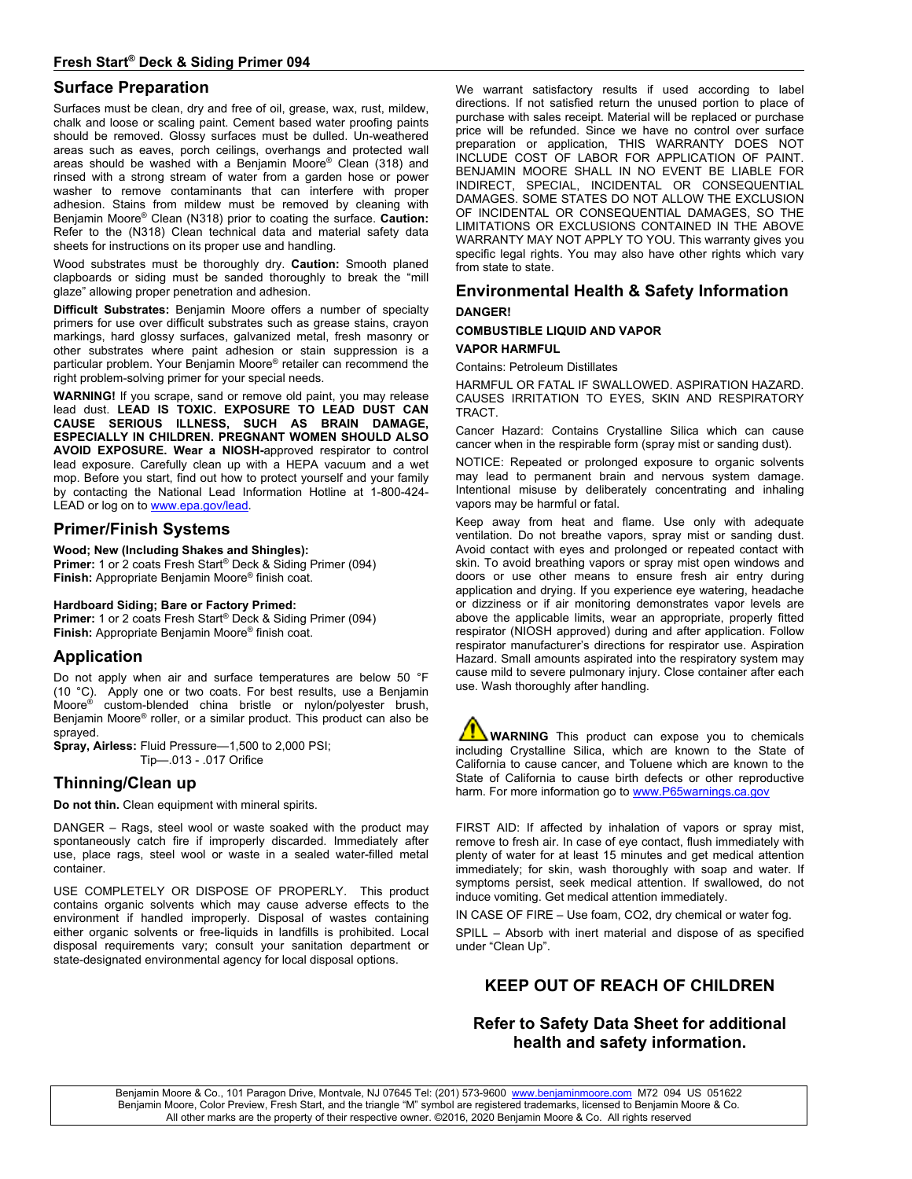## Surface Preparation

Surfaces must be clean, dry and free of oil, grease, wax, rust, mildew, chalk and loose or scaling paint. Cement based water proofing paints should be removed. Glossy surfaces must be dulled. Un-weathered areas such as eaves, porch ceilings, overhangs and protected wall areas should be washed with a Benjamin Moore® Clean (318) and rinsed with a strong stream of water from a garden hose or power washer to remove contaminants that can interfere with proper adhesion. Stains from mildew must be removed by cleaning with Benjamin Moore® Clean (N318) prior to coating the surface. **Caution:** Refer to the (N318) Clean technical data and material safety data sheets for instructions on its proper use and handling.

Wood substrates must be thoroughly dry. **Caution:** Smooth planed clapboards or siding must be sanded thoroughly to break the "mill glaze" allowing proper penetration and adhesion.

**Difficult Substrates:** Benjamin Moore offers a number of specialty primers for use over difficult substrates such as grease stains, crayon markings, hard glossy surfaces, galvanized metal, fresh masonry or other substrates where paint adhesion or stain suppression is a particular problem. Your Benjamin Moore® retailer can recommend the right problem-solving primer for your special needs.

**WARNING!** If you scrape, sand or remove old paint, you may release lead dust. **LEAD IS TOXIC. EXPOSURE TO LEAD DUST CAN CAUSE SERIOUS ILLNESS, SUCH AS BRAIN DAMAGE, ESPECIALLY IN CHILDREN. PREGNANT WOMEN SHOULD ALSO AVOID EXPOSURE. Wear a NIOSH-**approved respirator to control lead exposure. Carefully clean up with a HEPA vacuum and a wet mop. Before you start, find out how to protect yourself and your family by contacting the National Lead Information Hotline at 1-800-424-LEAD or log on to www.epa.gov/lead.

## Primer/Finish Systems

**Wood; New (Including Shakes and Shingles):**
**Primer:** 1 or 2 coats Fresh Start® Deck & Siding Primer (094)
**Finish:** Appropriate Benjamin Moore® finish coat.

**Hardboard Siding; Bare or Factory Primed:**
**Primer:** 1 or 2 coats Fresh Start® Deck & Siding Primer (094)
**Finish:** Appropriate Benjamin Moore® finish coat.

## Application

Do not apply when air and surface temperatures are below 50 °F (10 °C). Apply one or two coats. For best results, use a Benjamin Moore® custom-blended china bristle or nylon/polyester brush, Benjamin Moore® roller, or a similar product. This product can also be sprayed.

**Spray, Airless:** Fluid Pressure—1,500 to 2,000 PSI;
Tip—.013 - .017 Orifice

## Thinning/Clean up

**Do not thin.** Clean equipment with mineral spirits.

DANGER – Rags, steel wool or waste soaked with the product may spontaneously catch fire if improperly discarded. Immediately after use, place rags, steel wool or waste in a sealed water-filled metal container.

USE COMPLETELY OR DISPOSE OF PROPERLY. This product contains organic solvents which may cause adverse effects to the environment if handled improperly. Disposal of wastes containing either organic solvents or free-liquids in landfills is prohibited. Local disposal requirements vary; consult your sanitation department or state-designated environmental agency for local disposal options.

We warrant satisfactory results if used according to label directions. If not satisfied return the unused portion to place of purchase with sales receipt. Material will be replaced or purchase price will be refunded. Since we have no control over surface preparation or application, THIS WARRANTY DOES NOT INCLUDE COST OF LABOR FOR APPLICATION OF PAINT. BENJAMIN MOORE SHALL IN NO EVENT BE LIABLE FOR INDIRECT, SPECIAL, INCIDENTAL OR CONSEQUENTIAL DAMAGES. SOME STATES DO NOT ALLOW THE EXCLUSION OF INCIDENTAL OR CONSEQUENTIAL DAMAGES, SO THE LIMITATIONS OR EXCLUSIONS CONTAINED IN THE ABOVE WARRANTY MAY NOT APPLY TO YOU. This warranty gives you specific legal rights. You may also have other rights which vary from state to state.

## Environmental Health & Safety Information

**DANGER!**

**COMBUSTIBLE LIQUID AND VAPOR**

**VAPOR HARMFUL**

Contains: Petroleum Distillates

HARMFUL OR FATAL IF SWALLOWED. ASPIRATION HAZARD. CAUSES IRRITATION TO EYES, SKIN AND RESPIRATORY TRACT.

Cancer Hazard: Contains Crystalline Silica which can cause cancer when in the respirable form (spray mist or sanding dust).

NOTICE: Repeated or prolonged exposure to organic solvents may lead to permanent brain and nervous system damage. Intentional misuse by deliberately concentrating and inhaling vapors may be harmful or fatal.

Keep away from heat and flame. Use only with adequate ventilation. Do not breathe vapors, spray mist or sanding dust. Avoid contact with eyes and prolonged or repeated contact with skin. To avoid breathing vapors or spray mist open windows and doors or use other means to ensure fresh air entry during application and drying. If you experience eye watering, headache or dizziness or if air monitoring demonstrates vapor levels are above the applicable limits, wear an appropriate, properly fitted respirator (NIOSH approved) during and after application. Follow respirator manufacturer's directions for respirator use. Aspiration Hazard. Small amounts aspirated into the respiratory system may cause mild to severe pulmonary injury. Close container after each use. Wash thoroughly after handling.

**WARNING** This product can expose you to chemicals including Crystalline Silica, which are known to the State of California to cause cancer, and Toluene which are known to the State of California to cause birth defects or other reproductive harm. For more information go to www.P65warnings.ca.gov

FIRST AID: If affected by inhalation of vapors or spray mist, remove to fresh air. In case of eye contact, flush immediately with plenty of water for at least 15 minutes and get medical attention immediately; for skin, wash thoroughly with soap and water. If symptoms persist, seek medical attention. If swallowed, do not induce vomiting. Get medical attention immediately.

IN CASE OF FIRE – Use foam, CO2, dry chemical or water fog.

SPILL – Absorb with inert material and dispose of as specified under "Clean Up".

**KEEP OUT OF REACH OF CHILDREN**

**Refer to Safety Data Sheet for additional health and safety information.**

Benjamin Moore & Co., 101 Paragon Drive, Montvale, NJ 07645 Tel: (201) 573-9600 www.benjaminmoore.com M72 094 US 051622
Benjamin Moore, Color Preview, Fresh Start, and the triangle "M" symbol are registered trademarks, licensed to Benjamin Moore & Co.
All other marks are the property of their respective owner. ©2016, 2020 Benjamin Moore & Co. All rights reserved